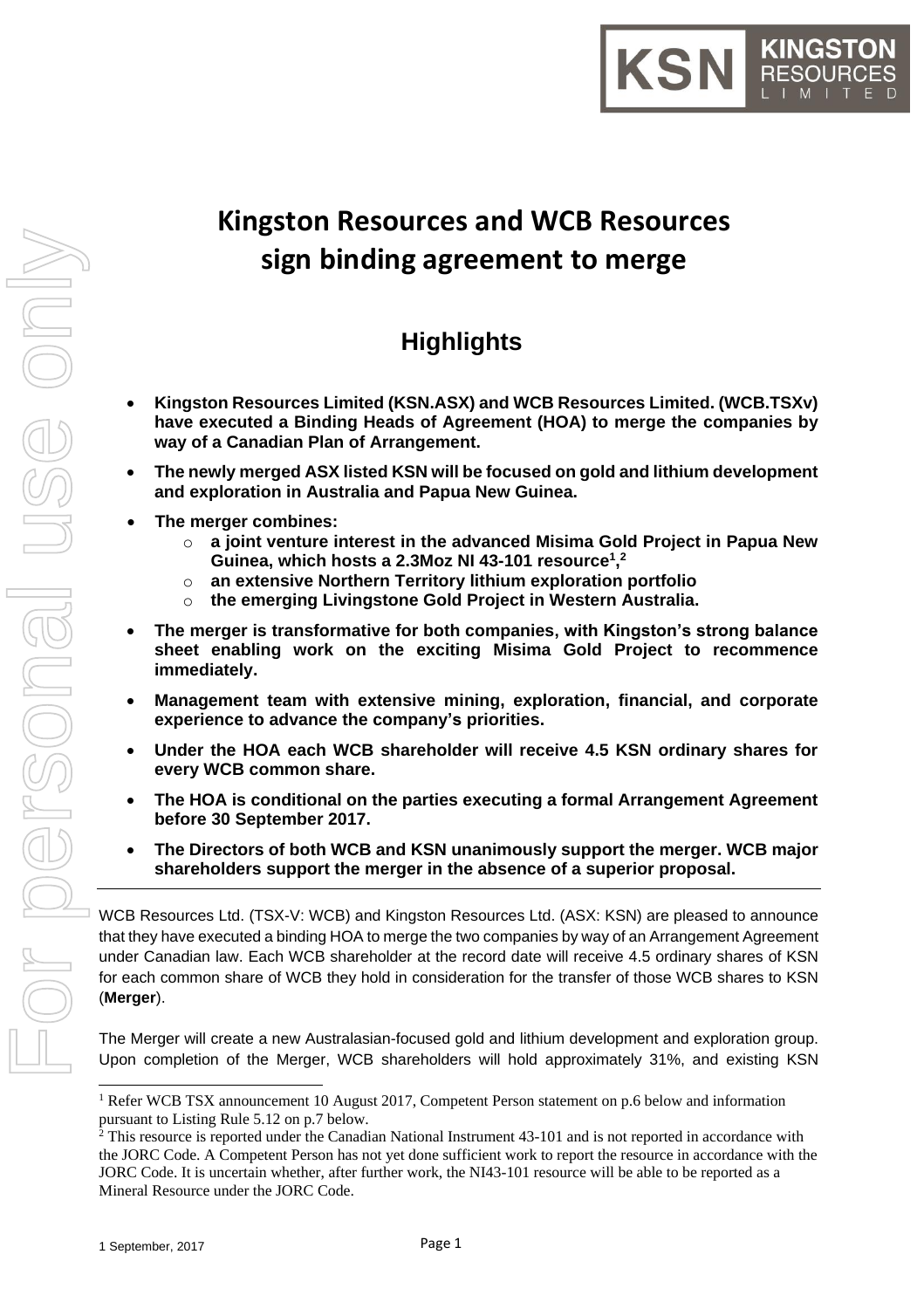# Kingston Resources and WCB Resources sign binding agreement to merge

## Highlights

- **Kingston Resources Limited (KSN.ASX) and WCB Resources Limited. (WCB.TSXv) have executed a Binding Heads of Agreement (HOA) to merge the companies by way of a Canadian Plan of Arrangement.**
- **The newly merged ASX listed KSN will be focused on gold and lithium development and exploration in Australia and Papua New Guinea.**
- **The merger combines:**
  - **a joint venture interest in the advanced Misima Gold Project in Papua New Guinea, which hosts a 2.3Moz NI 43-101 resource[1,2]**
  - **an extensive Northern Territory lithium exploration portfolio**
  - **the emerging Livingstone Gold Project in Western Australia.**
- **The merger is transformative for both companies, with Kingston's strong balance sheet enabling work on the exciting Misima Gold Project to recommence immediately.**
- **Management team with extensive mining, exploration, financial, and corporate experience to advance the company's priorities.**
- **Under the HOA each WCB shareholder will receive 4.5 KSN ordinary shares for every WCB common share.**
- **The HOA is conditional on the parties executing a formal Arrangement Agreement before 30 September 2017.**
- **The Directors of both WCB and KSN unanimously support the merger. WCB major shareholders support the merger in the absence of a superior proposal.**

---

WCB Resources Ltd. (TSX-V: WCB) and Kingston Resources Ltd. (ASX: KSN) are pleased to announce that they have executed a binding HOA to merge the two companies by way of an Arrangement Agreement under Canadian law. Each WCB shareholder at the record date will receive 4.5 ordinary shares of KSN for each common share of WCB they hold in consideration for the transfer of those WCB shares to KSN (**Merger**).

The Merger will create a new Australasian-focused gold and lithium development and exploration group. Upon completion of the Merger, WCB shareholders will hold approximately 31%, and existing KSN

---

[1] Refer WCB TSX announcement 10 August 2017, Competent Person statement on p.6 below and information pursuant to Listing Rule 5.12 on p.7 below.

[2] This resource is reported under the Canadian National Instrument 43-101 and is not reported in accordance with the JORC Code. A Competent Person has not yet done sufficient work to report the resource in accordance with the JORC Code. It is uncertain whether, after further work, the NI43-101 resource will be able to be reported as a Mineral Resource under the JORC Code.

1 September, 2017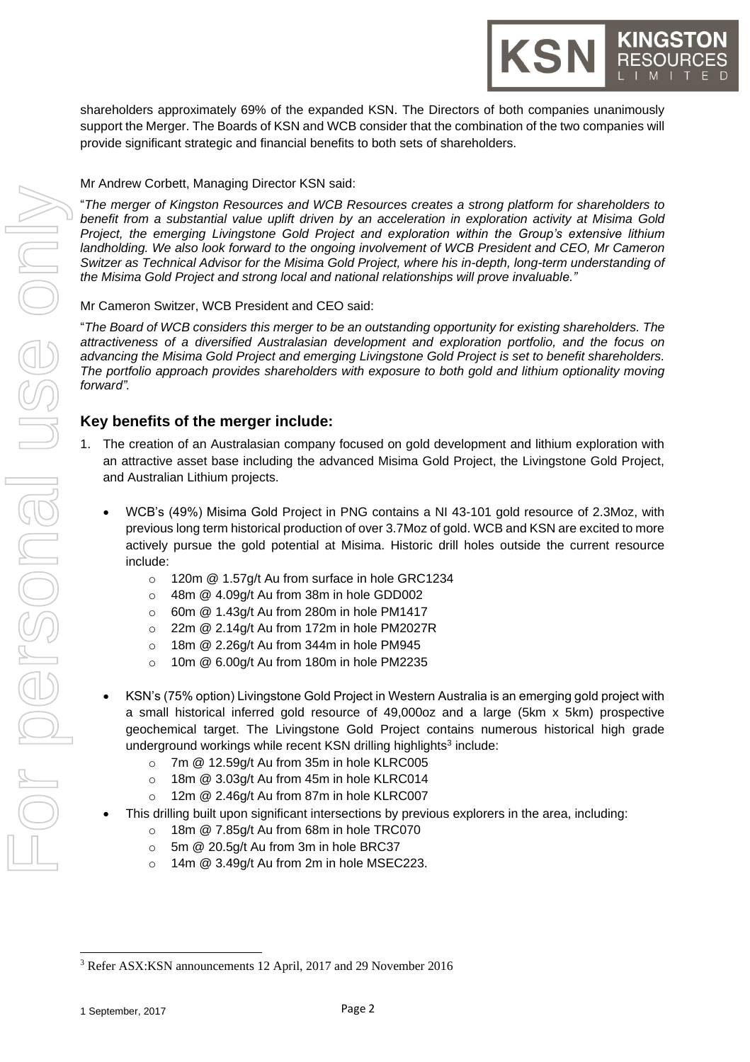shareholders approximately 69% of the expanded KSN. The Directors of both companies unanimously support the Merger. The Boards of KSN and WCB consider that the combination of the two companies will provide significant strategic and financial benefits to both sets of shareholders.

Mr Andrew Corbett, Managing Director KSN said:

"*The merger of Kingston Resources and WCB Resources creates a strong platform for shareholders to benefit from a substantial value uplift driven by an acceleration in exploration activity at Misima Gold Project, the emerging Livingstone Gold Project and exploration within the Group's extensive lithium landholding. We also look forward to the ongoing involvement of WCB President and CEO, Mr Cameron Switzer as Technical Advisor for the Misima Gold Project, where his in-depth, long-term understanding of the Misima Gold Project and strong local and national relationships will prove invaluable.*"

Mr Cameron Switzer, WCB President and CEO said:

"*The Board of WCB considers this merger to be an outstanding opportunity for existing shareholders. The attractiveness of a diversified Australasian development and exploration portfolio, and the focus on advancing the Misima Gold Project and emerging Livingstone Gold Project is set to benefit shareholders. The portfolio approach provides shareholders with exposure to both gold and lithium optionality moving forward*".

## Key benefits of the merger include:

1. The creation of an Australasian company focused on gold development and lithium exploration with an attractive asset base including the advanced Misima Gold Project, the Livingstone Gold Project, and Australian Lithium projects.

   - WCB's (49%) Misima Gold Project in PNG contains a NI 43-101 gold resource of 2.3Moz, with previous long term historical production of over 3.7Moz of gold. WCB and KSN are excited to more actively pursue the gold potential at Misima. Historic drill holes outside the current resource include:
     - 120m @ 1.57g/t Au from surface in hole GRC1234
     - 48m @ 4.09g/t Au from 38m in hole GDD002
     - 60m @ 1.43g/t Au from 280m in hole PM1417
     - 22m @ 2.14g/t Au from 172m in hole PM2027R
     - 18m @ 2.26g/t Au from 344m in hole PM945
     - 10m @ 6.00g/t Au from 180m in hole PM2235
   - KSN's (75% option) Livingstone Gold Project in Western Australia is an emerging gold project with a small historical inferred gold resource of 49,000oz and a large (5km x 5km) prospective geochemical target. The Livingstone Gold Project contains numerous historical high grade underground workings while recent KSN drilling highlights[3] include:
     - 7m @ 12.59g/t Au from 35m in hole KLRC005
     - 18m @ 3.03g/t Au from 45m in hole KLRC014
     - 12m @ 2.46g/t Au from 87m in hole KLRC007
   - This drilling built upon significant intersections by previous explorers in the area, including:
     - 18m @ 7.85g/t Au from 68m in hole TRC070
     - 5m @ 20.5g/t Au from 3m in hole BRC37
     - 14m @ 3.49g/t Au from 2m in hole MSEC223.

[3] Refer ASX:KSN announcements 12 April, 2017 and 29 November 2016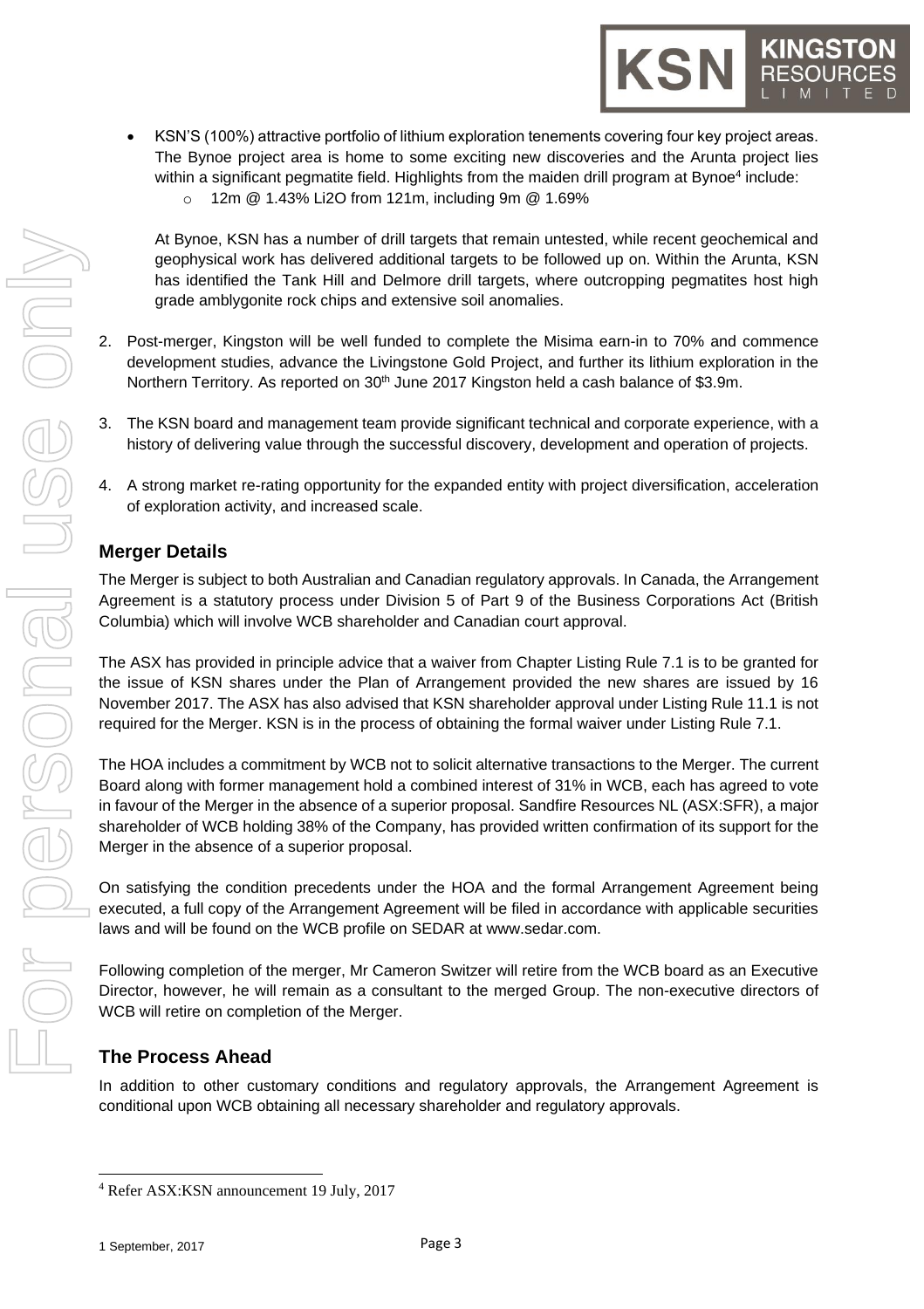- KSN'S (100%) attractive portfolio of lithium exploration tenements covering four key project areas. The Bynoe project area is home to some exciting new discoveries and the Arunta project lies within a significant pegmatite field. Highlights from the maiden drill program at Bynoe[4] include:
  - 12m @ 1.43% Li2O from 121m, including 9m @ 1.69%

  At Bynoe, KSN has a number of drill targets that remain untested, while recent geochemical and geophysical work has delivered additional targets to be followed up on. Within the Arunta, KSN has identified the Tank Hill and Delmore drill targets, where outcropping pegmatites host high grade amblygonite rock chips and extensive soil anomalies.

2. Post-merger, Kingston will be well funded to complete the Misima earn-in to 70% and commence development studies, advance the Livingstone Gold Project, and further its lithium exploration in the Northern Territory. As reported on 30th June 2017 Kingston held a cash balance of $3.9m.

3. The KSN board and management team provide significant technical and corporate experience, with a history of delivering value through the successful discovery, development and operation of projects.

4. A strong market re-rating opportunity for the expanded entity with project diversification, acceleration of exploration activity, and increased scale.

## Merger Details

The Merger is subject to both Australian and Canadian regulatory approvals. In Canada, the Arrangement Agreement is a statutory process under Division 5 of Part 9 of the Business Corporations Act (British Columbia) which will involve WCB shareholder and Canadian court approval.

The ASX has provided in principle advice that a waiver from Chapter Listing Rule 7.1 is to be granted for the issue of KSN shares under the Plan of Arrangement provided the new shares are issued by 16 November 2017. The ASX has also advised that KSN shareholder approval under Listing Rule 11.1 is not required for the Merger. KSN is in the process of obtaining the formal waiver under Listing Rule 7.1.

The HOA includes a commitment by WCB not to solicit alternative transactions to the Merger. The current Board along with former management hold a combined interest of 31% in WCB, each has agreed to vote in favour of the Merger in the absence of a superior proposal. Sandfire Resources NL (ASX:SFR), a major shareholder of WCB holding 38% of the Company, has provided written confirmation of its support for the Merger in the absence of a superior proposal.

On satisfying the condition precedents under the HOA and the formal Arrangement Agreement being executed, a full copy of the Arrangement Agreement will be filed in accordance with applicable securities laws and will be found on the WCB profile on SEDAR at www.sedar.com.

Following completion of the merger, Mr Cameron Switzer will retire from the WCB board as an Executive Director, however, he will remain as a consultant to the merged Group. The non-executive directors of WCB will retire on completion of the Merger.

## The Process Ahead

In addition to other customary conditions and regulatory approvals, the Arrangement Agreement is conditional upon WCB obtaining all necessary shareholder and regulatory approvals.

---

[4] Refer ASX:KSN announcement 19 July, 2017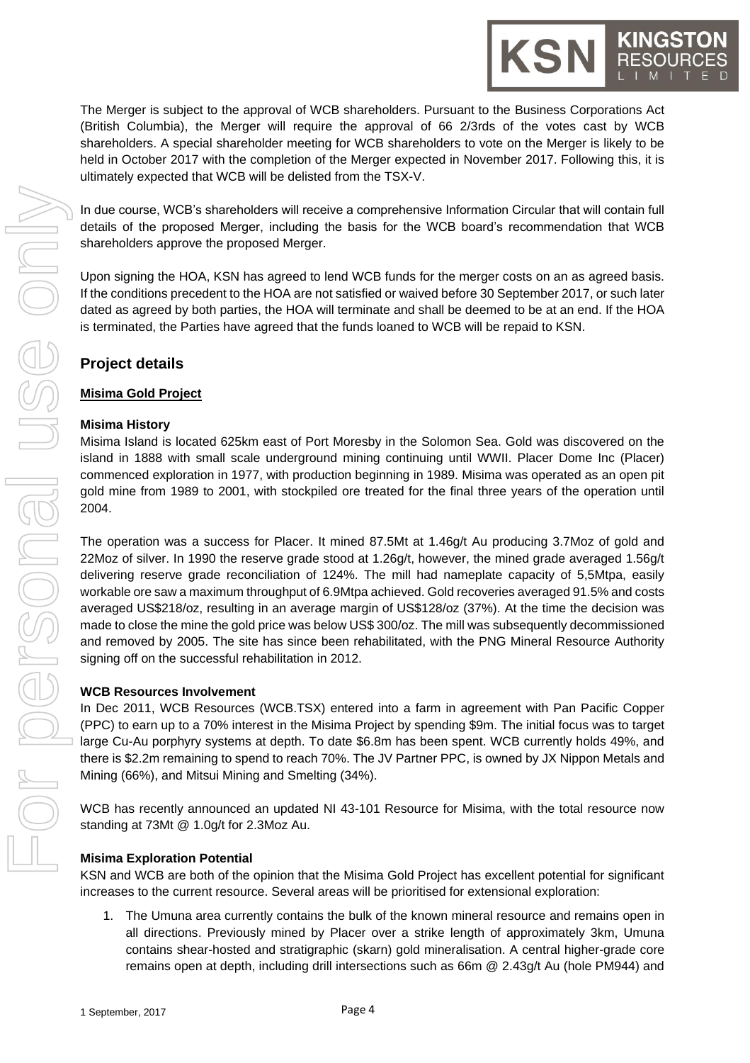The Merger is subject to the approval of WCB shareholders. Pursuant to the Business Corporations Act (British Columbia), the Merger will require the approval of 66 2/3rds of the votes cast by WCB shareholders. A special shareholder meeting for WCB shareholders to vote on the Merger is likely to be held in October 2017 with the completion of the Merger expected in November 2017. Following this, it is ultimately expected that WCB will be delisted from the TSX-V.

In due course, WCB's shareholders will receive a comprehensive Information Circular that will contain full details of the proposed Merger, including the basis for the WCB board's recommendation that WCB shareholders approve the proposed Merger.

Upon signing the HOA, KSN has agreed to lend WCB funds for the merger costs on an as agreed basis. If the conditions precedent to the HOA are not satisfied or waived before 30 September 2017, or such later dated as agreed by both parties, the HOA will terminate and shall be deemed to be at an end. If the HOA is terminated, the Parties have agreed that the funds loaned to WCB will be repaid to KSN.

## Project details

**Misima Gold Project**

### Misima History

Misima Island is located 625km east of Port Moresby in the Solomon Sea. Gold was discovered on the island in 1888 with small scale underground mining continuing until WWII. Placer Dome Inc (Placer) commenced exploration in 1977, with production beginning in 1989. Misima was operated as an open pit gold mine from 1989 to 2001, with stockpiled ore treated for the final three years of the operation until 2004.

The operation was a success for Placer. It mined 87.5Mt at 1.46g/t Au producing 3.7Moz of gold and 22Moz of silver. In 1990 the reserve grade stood at 1.26g/t, however, the mined grade averaged 1.56g/t delivering reserve grade reconciliation of 124%. The mill had nameplate capacity of 5,5Mtpa, easily workable ore saw a maximum throughput of 6.9Mtpa achieved. Gold recoveries averaged 91.5% and costs averaged US$218/oz, resulting in an average margin of US$128/oz (37%). At the time the decision was made to close the mine the gold price was below US$ 300/oz. The mill was subsequently decommissioned and removed by 2005. The site has since been rehabilitated, with the PNG Mineral Resource Authority signing off on the successful rehabilitation in 2012.

### WCB Resources Involvement

In Dec 2011, WCB Resources (WCB.TSX) entered into a farm in agreement with Pan Pacific Copper (PPC) to earn up to a 70% interest in the Misima Project by spending $9m. The initial focus was to target large Cu-Au porphyry systems at depth. To date $6.8m has been spent. WCB currently holds 49%, and there is $2.2m remaining to spend to reach 70%. The JV Partner PPC, is owned by JX Nippon Metals and Mining (66%), and Mitsui Mining and Smelting (34%).

WCB has recently announced an updated NI 43-101 Resource for Misima, with the total resource now standing at 73Mt @ 1.0g/t for 2.3Moz Au.

### Misima Exploration Potential

KSN and WCB are both of the opinion that the Misima Gold Project has excellent potential for significant increases to the current resource. Several areas will be prioritised for extensional exploration:

1. The Umuna area currently contains the bulk of the known mineral resource and remains open in all directions. Previously mined by Placer over a strike length of approximately 3km, Umuna contains shear-hosted and stratigraphic (skarn) gold mineralisation. A central higher-grade core remains open at depth, including drill intersections such as 66m @ 2.43g/t Au (hole PM944) and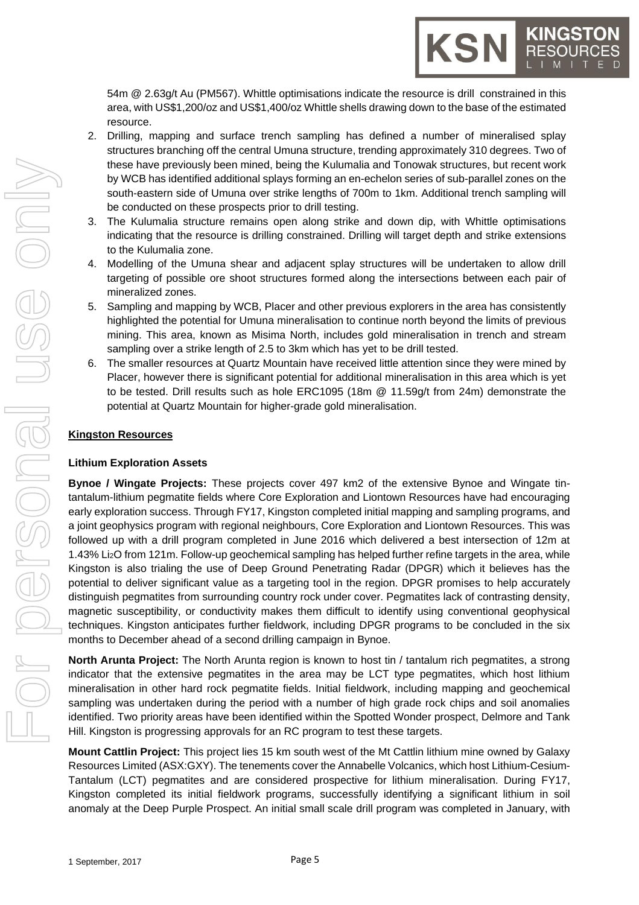54m @ 2.63g/t Au (PM567). Whittle optimisations indicate the resource is drill constrained in this area, with US$1,200/oz and US$1,400/oz Whittle shells drawing down to the base of the estimated resource.

2. Drilling, mapping and surface trench sampling has defined a number of mineralised splay structures branching off the central Umuna structure, trending approximately 310 degrees. Two of these have previously been mined, being the Kulumalia and Tonowak structures, but recent work by WCB has identified additional splays forming an en-echelon series of sub-parallel zones on the south-eastern side of Umuna over strike lengths of 700m to 1km. Additional trench sampling will be conducted on these prospects prior to drill testing.
3. The Kulumalia structure remains open along strike and down dip, with Whittle optimisations indicating that the resource is drilling constrained. Drilling will target depth and strike extensions to the Kulumalia zone.
4. Modelling of the Umuna shear and adjacent splay structures will be undertaken to allow drill targeting of possible ore shoot structures formed along the intersections between each pair of mineralized zones.
5. Sampling and mapping by WCB, Placer and other previous explorers in the area has consistently highlighted the potential for Umuna mineralisation to continue north beyond the limits of previous mining. This area, known as Misima North, includes gold mineralisation in trench and stream sampling over a strike length of 2.5 to 3km which has yet to be drill tested.
6. The smaller resources at Quartz Mountain have received little attention since they were mined by Placer, however there is significant potential for additional mineralisation in this area which is yet to be tested. Drill results such as hole ERC1095 (18m @ 11.59g/t from 24m) demonstrate the potential at Quartz Mountain for higher-grade gold mineralisation.

## Kingston Resources

### Lithium Exploration Assets

**Bynoe / Wingate Projects:** These projects cover 497 km2 of the extensive Bynoe and Wingate tin-tantalum-lithium pegmatite fields where Core Exploration and Liontown Resources have had encouraging early exploration success. Through FY17, Kingston completed initial mapping and sampling programs, and a joint geophysics program with regional neighbours, Core Exploration and Liontown Resources. This was followed up with a drill program completed in June 2016 which delivered a best intersection of 12m at 1.43% $Li_2O$ from 121m. Follow-up geochemical sampling has helped further refine targets in the area, while Kingston is also trialing the use of Deep Ground Penetrating Radar (DPGR) which it believes has the potential to deliver significant value as a targeting tool in the region. DPGR promises to help accurately distinguish pegmatites from surrounding country rock under cover. Pegmatites lack of contrasting density, magnetic susceptibility, or conductivity makes them difficult to identify using conventional geophysical techniques. Kingston anticipates further fieldwork, including DPGR programs to be concluded in the six months to December ahead of a second drilling campaign in Bynoe.

**North Arunta Project:** The North Arunta region is known to host tin / tantalum rich pegmatites, a strong indicator that the extensive pegmatites in the area may be LCT type pegmatites, which host lithium mineralisation in other hard rock pegmatite fields. Initial fieldwork, including mapping and geochemical sampling was undertaken during the period with a number of high grade rock chips and soil anomalies identified. Two priority areas have been identified within the Spotted Wonder prospect, Delmore and Tank Hill. Kingston is progressing approvals for an RC program to test these targets.

**Mount Cattlin Project:** This project lies 15 km south west of the Mt Cattlin lithium mine owned by Galaxy Resources Limited (ASX:GXY). The tenements cover the Annabelle Volcanics, which host Lithium-Cesium-Tantalum (LCT) pegmatites and are considered prospective for lithium mineralisation. During FY17, Kingston completed its initial fieldwork programs, successfully identifying a significant lithium in soil anomaly at the Deep Purple Prospect. An initial small scale drill program was completed in January, with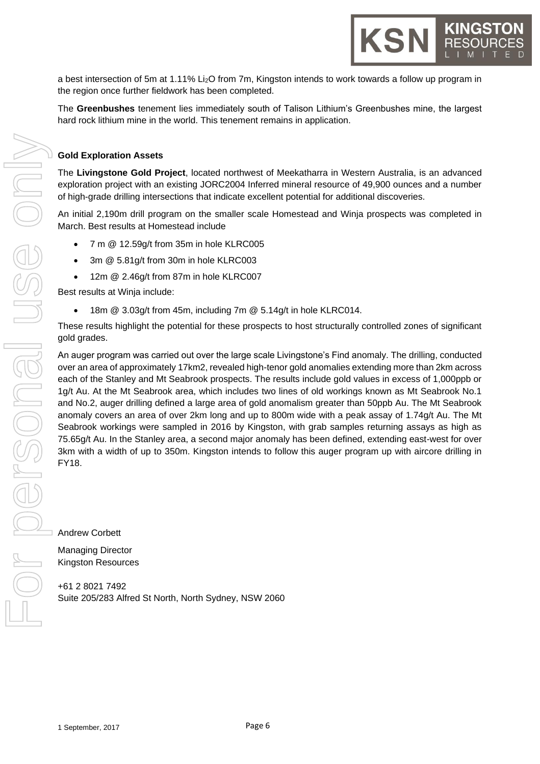a best intersection of 5m at 1.11% $Li_2O$ from 7m, Kingston intends to work towards a follow up program in the region once further fieldwork has been completed.

The **Greenbushes** tenement lies immediately south of Talison Lithium's Greenbushes mine, the largest hard rock lithium mine in the world. This tenement remains in application.

**Gold Exploration Assets**

The **Livingstone Gold Project**, located northwest of Meekatharra in Western Australia, is an advanced exploration project with an existing JORC2004 Inferred mineral resource of 49,900 ounces and a number of high-grade drilling intersections that indicate excellent potential for additional discoveries.

An initial 2,190m drill program on the smaller scale Homestead and Winja prospects was completed in March. Best results at Homestead include

- 7 m @ 12.59g/t from 35m in hole KLRC005
- 3m @ 5.81g/t from 30m in hole KLRC003
- 12m @ 2.46g/t from 87m in hole KLRC007

Best results at Winja include:

- 18m @ 3.03g/t from 45m, including 7m @ 5.14g/t in hole KLRC014.

These results highlight the potential for these prospects to host structurally controlled zones of significant gold grades.

An auger program was carried out over the large scale Livingstone's Find anomaly. The drilling, conducted over an area of approximately 17km2, revealed high-tenor gold anomalies extending more than 2km across each of the Stanley and Mt Seabrook prospects. The results include gold values in excess of 1,000ppb or 1g/t Au. At the Mt Seabrook area, which includes two lines of old workings known as Mt Seabrook No.1 and No.2, auger drilling defined a large area of gold anomalism greater than 50ppb Au. The Mt Seabrook anomaly covers an area of over 2km long and up to 800m wide with a peak assay of 1.74g/t Au. The Mt Seabrook workings were sampled in 2016 by Kingston, with grab samples returning assays as high as 75.65g/t Au. In the Stanley area, a second major anomaly has been defined, extending east-west for over 3km with a width of up to 350m. Kingston intends to follow this auger program up with aircore drilling in FY18.

Andrew Corbett

Managing Director
Kingston Resources

+61 2 8021 7492
Suite 205/283 Alfred St North, North Sydney, NSW 2060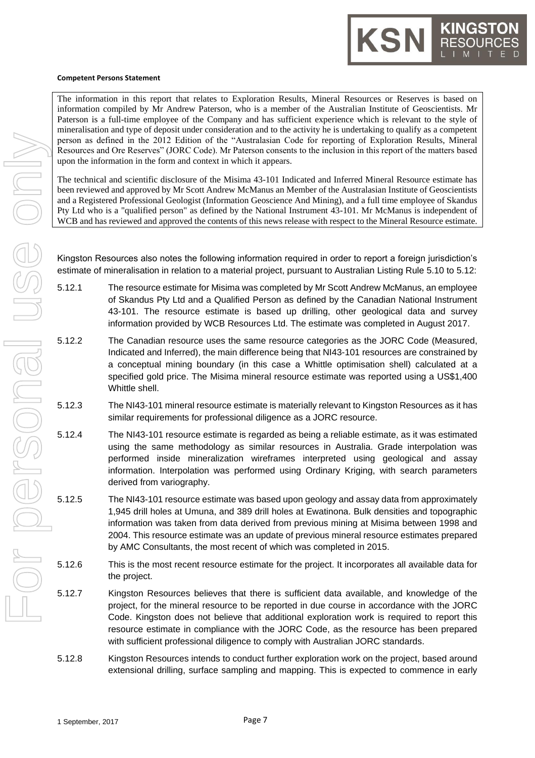**Competent Persons Statement**

The information in this report that relates to Exploration Results, Mineral Resources or Reserves is based on information compiled by Mr Andrew Paterson, who is a member of the Australian Institute of Geoscientists. Mr Paterson is a full-time employee of the Company and has sufficient experience which is relevant to the style of mineralisation and type of deposit under consideration and to the activity he is undertaking to qualify as a competent person as defined in the 2012 Edition of the "Australasian Code for reporting of Exploration Results, Mineral Resources and Ore Reserves" (JORC Code). Mr Paterson consents to the inclusion in this report of the matters based upon the information in the form and context in which it appears.

The technical and scientific disclosure of the Misima 43-101 Indicated and Inferred Mineral Resource estimate has been reviewed and approved by Mr Scott Andrew McManus an Member of the Australasian Institute of Geoscientists and a Registered Professional Geologist (Information Geoscience And Mining), and a full time employee of Skandus Pty Ltd who is a "qualified person" as defined by the National Instrument 43-101. Mr McManus is independent of WCB and has reviewed and approved the contents of this news release with respect to the Mineral Resource estimate.

Kingston Resources also notes the following information required in order to report a foreign jurisdiction's estimate of mineralisation in relation to a material project, pursuant to Australian Listing Rule 5.10 to 5.12:

5.12.1 The resource estimate for Misima was completed by Mr Scott Andrew McManus, an employee of Skandus Pty Ltd and a Qualified Person as defined by the Canadian National Instrument 43-101. The resource estimate is based up drilling, other geological data and survey information provided by WCB Resources Ltd. The estimate was completed in August 2017.

5.12.2 The Canadian resource uses the same resource categories as the JORC Code (Measured, Indicated and Inferred), the main difference being that NI43-101 resources are constrained by a conceptual mining boundary (in this case a Whittle optimisation shell) calculated at a specified gold price. The Misima mineral resource estimate was reported using a US$1,400 Whittle shell.

5.12.3 The NI43-101 mineral resource estimate is materially relevant to Kingston Resources as it has similar requirements for professional diligence as a JORC resource.

5.12.4 The NI43-101 resource estimate is regarded as being a reliable estimate, as it was estimated using the same methodology as similar resources in Australia. Grade interpolation was performed inside mineralization wireframes interpreted using geological and assay information. Interpolation was performed using Ordinary Kriging, with search parameters derived from variography.

5.12.5 The NI43-101 resource estimate was based upon geology and assay data from approximately 1,945 drill holes at Umuna, and 389 drill holes at Ewatinona. Bulk densities and topographic information was taken from data derived from previous mining at Misima between 1998 and 2004. This resource estimate was an update of previous mineral resource estimates prepared by AMC Consultants, the most recent of which was completed in 2015.

5.12.6 This is the most recent resource estimate for the project. It incorporates all available data for the project.

5.12.7 Kingston Resources believes that there is sufficient data available, and knowledge of the project, for the mineral resource to be reported in due course in accordance with the JORC Code. Kingston does not believe that additional exploration work is required to report this resource estimate in compliance with the JORC Code, as the resource has been prepared with sufficient professional diligence to comply with Australian JORC standards.

5.12.8 Kingston Resources intends to conduct further exploration work on the project, based around extensional drilling, surface sampling and mapping. This is expected to commence in early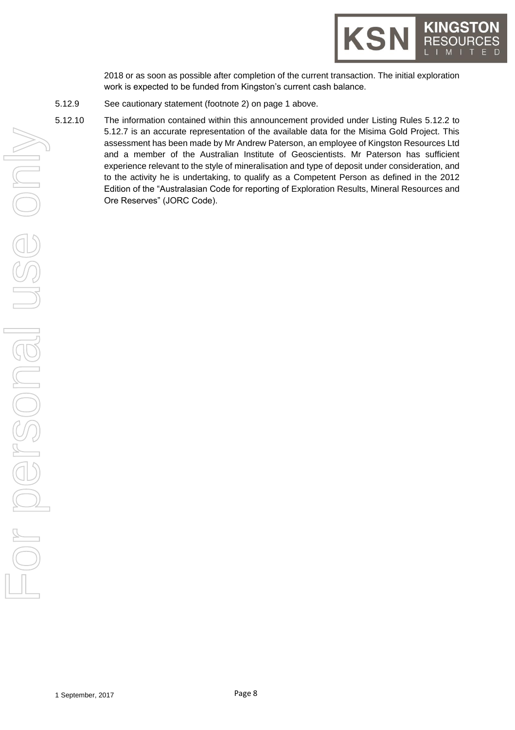2018 or as soon as possible after completion of the current transaction. The initial exploration work is expected to be funded from Kingston's current cash balance.

5.12.9 See cautionary statement (footnote 2) on page 1 above.

5.12.10 The information contained within this announcement provided under Listing Rules 5.12.2 to 5.12.7 is an accurate representation of the available data for the Misima Gold Project. This assessment has been made by Mr Andrew Paterson, an employee of Kingston Resources Ltd and a member of the Australian Institute of Geoscientists. Mr Paterson has sufficient experience relevant to the style of mineralisation and type of deposit under consideration, and to the activity he is undertaking, to qualify as a Competent Person as defined in the 2012 Edition of the "Australasian Code for reporting of Exploration Results, Mineral Resources and Ore Reserves" (JORC Code).